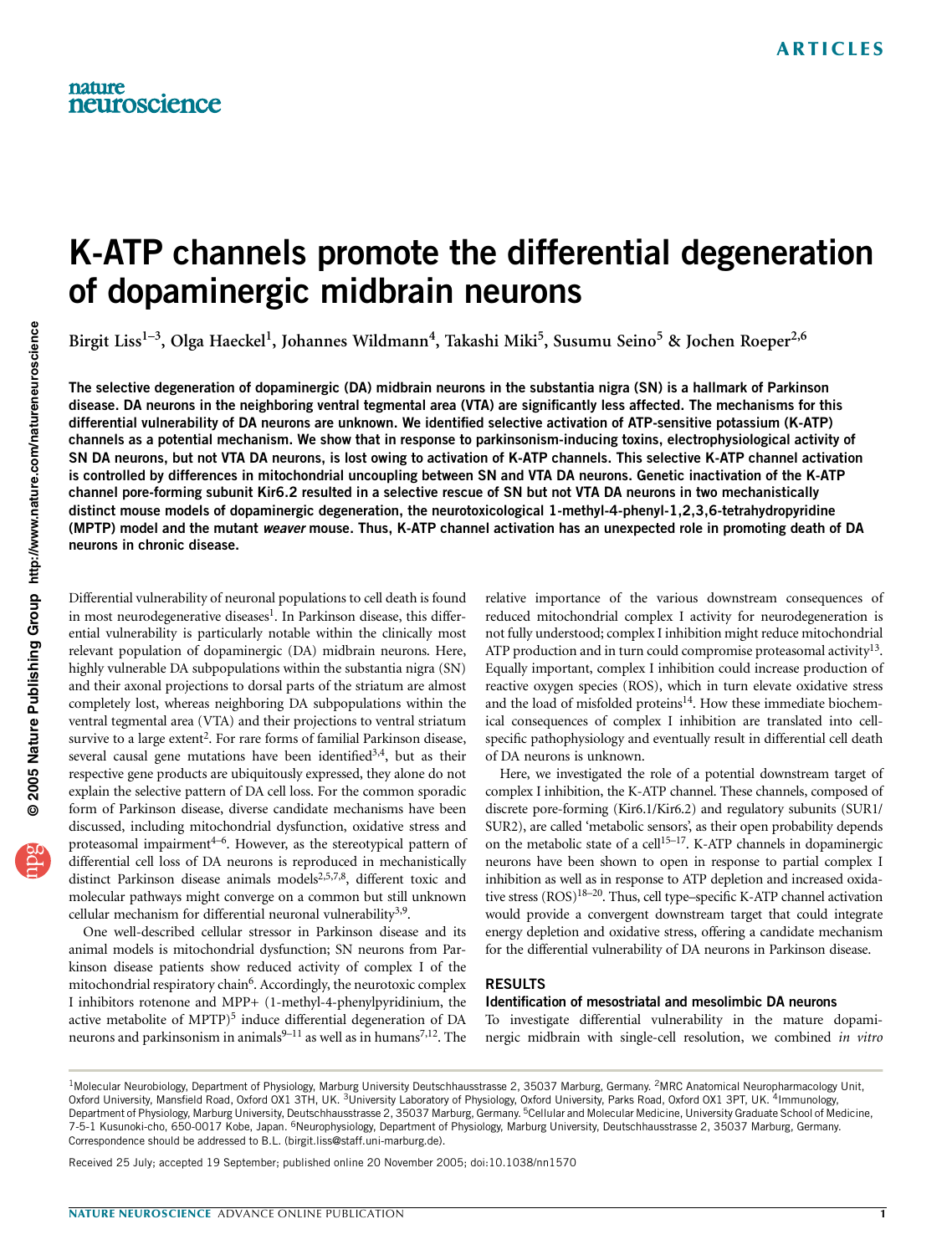# K-ATP channels promote the differential degeneration of dopaminergic midbrain neurons

Birgit Liss[1–3], Olga Haeckel[1], Johannes Wildmann[4], Takashi Miki[5], Susumu Seino[5] & Jochen Roeper[2,6]

**The selective degeneration of dopaminergic (DA) midbrain neurons in the substantia nigra (SN) is a hallmark of Parkinson disease. DA neurons in the neighboring ventral tegmental area (VTA) are significantly less affected. The mechanisms for this differential vulnerability of DA neurons are unknown. We identified selective activation of ATP-sensitive potassium (K-ATP) channels as a potential mechanism. We show that in response to parkinsonism-inducing toxins, electrophysiological activity of SN DA neurons, but not VTA DA neurons, is lost owing to activation of K-ATP channels. This selective K-ATP channel activation is controlled by differences in mitochondrial uncoupling between SN and VTA DA neurons. Genetic inactivation of the K-ATP channel pore-forming subunit Kir6.2 resulted in a selective rescue of SN but not VTA DA neurons in two mechanistically distinct mouse models of dopaminergic degeneration, the neurotoxicological 1-methyl-4-phenyl-1,2,3,6-tetrahydropyridine (MPTP) model and the mutant *weaver* mouse. Thus, K-ATP channel activation has an unexpected role in promoting death of DA neurons in chronic disease.**

Differential vulnerability of neuronal populations to cell death is found in most neurodegenerative diseases[1]. In Parkinson disease, this differential vulnerability is particularly notable within the clinically most relevant population of dopaminergic (DA) midbrain neurons. Here, highly vulnerable DA subpopulations within the substantia nigra (SN) and their axonal projections to dorsal parts of the striatum are almost completely lost, whereas neighboring DA subpopulations within the ventral tegmental area (VTA) and their projections to ventral striatum survive to a large extent[2]. For rare forms of familial Parkinson disease, several causal gene mutations have been identified[3,4], but as their respective gene products are ubiquitously expressed, they alone do not explain the selective pattern of DA cell loss. For the common sporadic form of Parkinson disease, diverse candidate mechanisms have been discussed, including mitochondrial dysfunction, oxidative stress and proteasomal impairment[4–6]. However, as the stereotypical pattern of differential cell loss of DA neurons is reproduced in mechanistically distinct Parkinson disease animals models[2,5,7,8], different toxic and molecular pathways might converge on a common but still unknown cellular mechanism for differential neuronal vulnerability[3,9].

One well-described cellular stressor in Parkinson disease and its animal models is mitochondrial dysfunction; SN neurons from Parkinson disease patients show reduced activity of complex I of the mitochondrial respiratory chain[6]. Accordingly, the neurotoxic complex I inhibitors rotenone and MPP+ (1-methyl-4-phenylpyridinium, the active metabolite of MPTP)[5] induce differential degeneration of DA neurons and parkinsonism in animals[9–11] as well as in humans[7,12]. The relative importance of the various downstream consequences of reduced mitochondrial complex I activity for neurodegeneration is not fully understood; complex I inhibition might reduce mitochondrial ATP production and in turn could compromise proteasomal activity[13]. Equally important, complex I inhibition could increase production of reactive oxygen species (ROS), which in turn elevate oxidative stress and the load of misfolded proteins[14]. How these immediate biochemical consequences of complex I inhibition are translated into cell-specific pathophysiology and eventually result in differential cell death of DA neurons is unknown.

Here, we investigated the role of a potential downstream target of complex I inhibition, the K-ATP channel. These channels, composed of discrete pore-forming (Kir6.1/Kir6.2) and regulatory subunits (SUR1/SUR2), are called 'metabolic sensors', as their open probability depends on the metabolic state of a cell[15–17]. K-ATP channels in dopaminergic neurons have been shown to open in response to partial complex I inhibition as well as in response to ATP depletion and increased oxidative stress (ROS)[18–20]. Thus, cell type–specific K-ATP channel activation would provide a convergent downstream target that could integrate energy depletion and oxidative stress, offering a candidate mechanism for the differential vulnerability of DA neurons in Parkinson disease.

## RESULTS

### Identification of mesostriatal and mesolimbic DA neurons

To investigate differential vulnerability in the mature dopaminergic midbrain with single-cell resolution, we combined *in vitro*

[1]Molecular Neurobiology, Department of Physiology, Marburg University Deutschhausstrasse 2, 35037 Marburg, Germany. [2]MRC Anatomical Neuropharmacology Unit, Oxford University, Mansfield Road, Oxford OX1 3TH, UK. [3]University Laboratory of Physiology, Oxford University, Parks Road, Oxford OX1 3PT, UK. [4]Immunology, Department of Physiology, Marburg University, Deutschhausstrasse 2, 35037 Marburg, Germany. [5]Cellular and Molecular Medicine, University Graduate School of Medicine, 7-5-1 Kusunoki-cho, 650-0017 Kobe, Japan. [6]Neurophysiology, Department of Physiology, Marburg University, Deutschhausstrasse 2, 35037 Marburg, Germany. Correspondence should be addressed to B.L. (birgit.liss@staff.uni-marburg.de).

Received 25 July; accepted 19 September; published online 20 November 2005; doi:10.1038/nn1570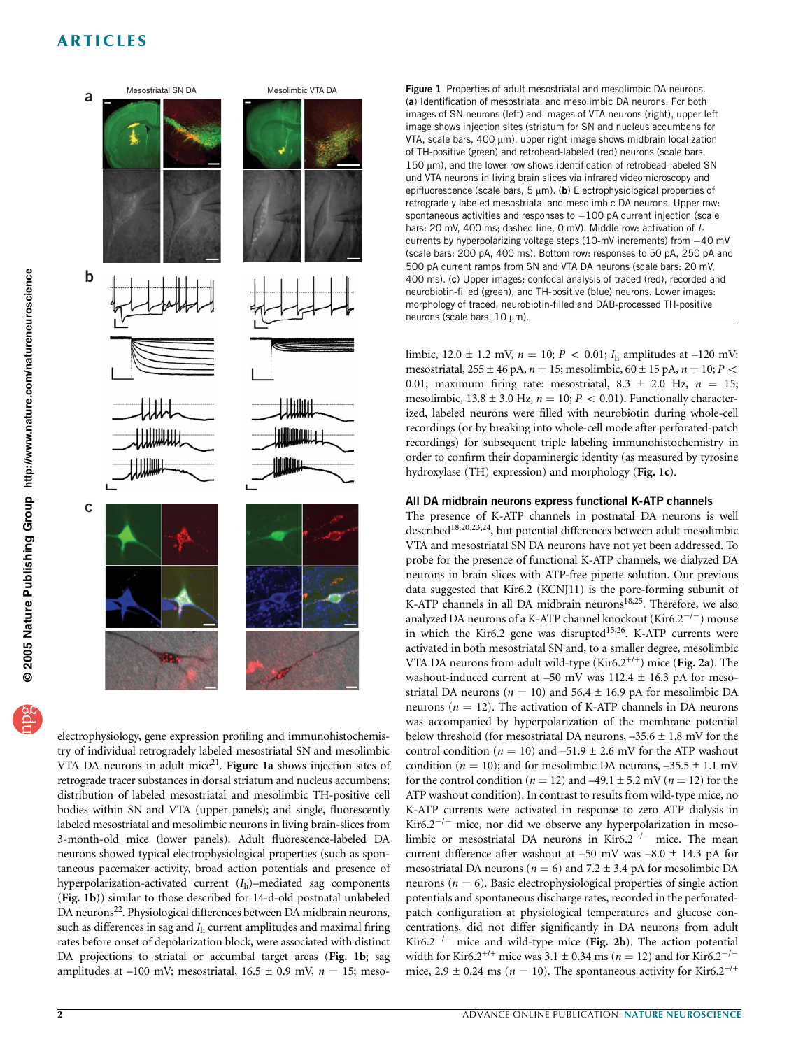Figure 1 Properties of adult mesostriatal and mesolimbic DA neurons. (**a**) Identification of mesostriatal and mesolimbic DA neurons. For both images of SN neurons (left) and images of VTA neurons (right), upper left image shows injection sites (striatum for SN and nucleus accumbens for VTA, scale bars, 400 μm), upper right image shows midbrain localization of TH-positive (green) and retrobead-labeled (red) neurons (scale bars, 150 μm), and the lower row shows identification of retrobead-labeled SN und VTA neurons in living brain slices via infrared videomicroscopy and epifluorescence (scale bars, 5 μm). (**b**) Electrophysiological properties of retrogradely labeled mesostriatal and mesolimbic DA neurons. Upper row: spontaneous activities and responses to −100 pA current injection (scale bars: 20 mV, 400 ms; dashed line, 0 mV). Middle row: activation of $I_h$ currents by hyperpolarizing voltage steps (10-mV increments) from −40 mV (scale bars: 200 pA, 400 ms). Bottom row: responses to 50 pA, 250 pA and 500 pA current ramps from SN and VTA DA neurons (scale bars: 20 mV, 400 ms). (**c**) Upper images: confocal analysis of traced (red), recorded and neurobiotin-filled (green), and TH-positive (blue) neurons. Lower images: morphology of traced, neurobiotin-filled and DAB-processed TH-positive neurons (scale bars, 10 μm).

electrophysiology, gene expression profiling and immunohistochemistry of individual retrogradely labeled mesostriatal SN and mesolimbic VTA DA neurons in adult mice[21]. **Figure 1a** shows injection sites of retrograde tracer substances in dorsal striatum and nucleus accumbens; distribution of labeled mesostriatal and mesolimbic TH-positive cell bodies within SN and VTA (upper panels); and single, fluorescently labeled mesostriatal and mesolimbic neurons in living brain-slices from 3-month-old mice (lower panels). Adult fluorescence-labeled DA neurons showed typical electrophysiological properties (such as spontaneous pacemaker activity, broad action potentials and presence of hyperpolarization-activated current ($I_h$)–mediated sag components (**Fig. 1b**)) similar to those described for 14-d-old postnatal unlabeled DA neurons[22]. Physiological differences between DA midbrain neurons, such as differences in sag and $I_h$ current amplitudes and maximal firing rates before onset of depolarization block, were associated with distinct DA projections to striatal or accumbal target areas (**Fig. 1b**; sag amplitudes at –100 mV: mesostriatal, 16.5 ± 0.9 mV, $n$ = 15; mesolimbic, 12.0 ± 1.2 mV, $n$ = 10; $P < 0.01$; $I_h$ amplitudes at –120 mV: mesostriatal, 255 ± 46 pA, $n$ = 15; mesolimbic, 60 ± 15 pA, $n$ = 10; $P <$ 0.01; maximum firing rate: mesostriatal, 8.3 ± 2.0 Hz, $n$ = 15; mesolimbic, 13.8 ± 3.0 Hz, $n$ = 10; $P < 0.01$). Functionally characterized, labeled neurons were filled with neurobiotin during whole-cell recordings (or by breaking into whole-cell mode after perforated-patch recordings) for subsequent triple labeling immunohistochemistry in order to confirm their dopaminergic identity (as measured by tyrosine hydroxylase (TH) expression) and morphology (**Fig. 1c**).

## All DA midbrain neurons express functional K-ATP channels

The presence of K-ATP channels in postnatal DA neurons is well described[18,20,23,24], but potential differences between adult mesolimbic VTA and mesostriatal SN DA neurons have not yet been addressed. To probe for the presence of functional K-ATP channels, we dialyzed DA neurons in brain slices with ATP-free pipette solution. Our previous data suggested that Kir6.2 (KCNJ11) is the pore-forming subunit of K-ATP channels in all DA midbrain neurons[18,25]. Therefore, we also analyzed DA neurons of a K-ATP channel knockout (Kir6.2$^{-/-}$) mouse in which the Kir6.2 gene was disrupted[15,26]. K-ATP currents were activated in both mesostriatal SN and, to a smaller degree, mesolimbic VTA DA neurons from adult wild-type (Kir6.2$^{+/+}$) mice (**Fig. 2a**). The washout-induced current at –50 mV was 112.4 ± 16.3 pA for mesostriatal DA neurons ($n$ = 10) and 56.4 ± 16.9 pA for mesolimbic DA neurons ($n$ = 12). The activation of K-ATP channels in DA neurons was accompanied by hyperpolarization of the membrane potential below threshold (for mesostriatal DA neurons, –35.6 ± 1.8 mV for the control condition ($n$ = 10) and –51.9 ± 2.6 mV for the ATP washout condition ($n$ = 10); and for mesolimbic DA neurons, –35.5 ± 1.1 mV for the control condition ($n$ = 12) and –49.1 ± 5.2 mV ($n$ = 12) for the ATP washout condition). In contrast to results from wild-type mice, no K-ATP currents were activated in response to zero ATP dialysis in Kir6.2$^{-/-}$ mice, nor did we observe any hyperpolarization in mesolimbic or mesostriatal DA neurons in Kir6.2$^{-/-}$ mice. The mean current difference after washout at –50 mV was –8.0 ± 14.3 pA for mesostriatal DA neurons ($n$ = 6) and 7.2 ± 3.4 pA for mesolimbic DA neurons ($n$ = 6). Basic electrophysiological properties of single action potentials and spontaneous discharge rates, recorded in the perforated-patch configuration at physiological temperatures and glucose concentrations, did not differ significantly in DA neurons from adult Kir6.2$^{-/-}$ mice and wild-type mice (**Fig. 2b**). The action potential width for Kir6.2$^{+/+}$ mice was 3.1 ± 0.34 ms ($n$ = 12) and for Kir6.2$^{-/-}$ mice, 2.9 ± 0.24 ms ($n$ = 10). The spontaneous activity for Kir6.2$^{+/+}$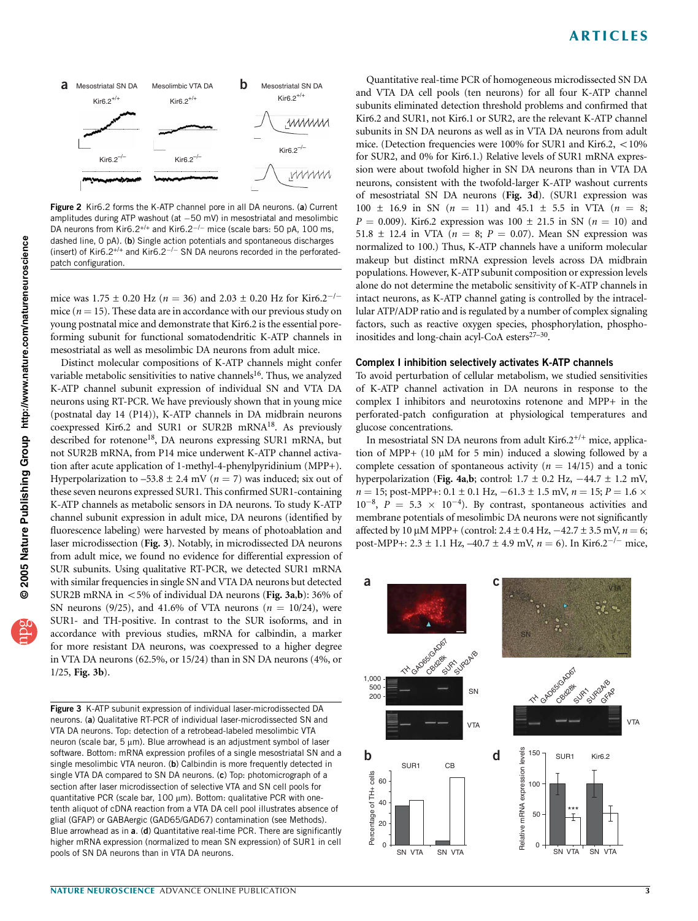Figure 2 Kir6.2 forms the K-ATP channel pore in all DA neurons. (**a**) Current amplitudes during ATP washout (at −50 mV) in mesostriatal and mesolimbic DA neurons from Kir6.2$^{+/+}$ and Kir6.2$^{-/-}$ mice (scale bars: 50 pA, 100 ms, dashed line, 0 pA). (**b**) Single action potentials and spontaneous discharges (insert) of Kir6.2$^{+/+}$ and Kir6.2$^{-/-}$ SN DA neurons recorded in the perforated-patch configuration.

mice was 1.75 ± 0.20 Hz ($n$ = 36) and 2.03 ± 0.20 Hz for Kir6.2$^{-/-}$ mice ($n$ = 15). These data are in accordance with our previous study on young postnatal mice and demonstrate that Kir6.2 is the essential pore-forming subunit for functional somatodendritic K-ATP channels in mesostriatal as well as mesolimbic DA neurons from adult mice.

Distinct molecular compositions of K-ATP channels might confer variable metabolic sensitivities to native channels[16]. Thus, we analyzed K-ATP channel subunit expression of individual SN and VTA DA neurons using RT-PCR. We have previously shown that in young mice (postnatal day 14 (P14)), K-ATP channels in DA midbrain neurons coexpressed Kir6.2 and SUR1 or SUR2B mRNA[18]. As previously described for rotenone[18], DA neurons expressing SUR1 mRNA, but not SUR2B mRNA, from P14 mice underwent K-ATP channel activation after acute application of 1-methyl-4-phenylpyridinium (MPP+). Hyperpolarization to –53.8 ± 2.4 mV ($n$ = 7) was induced; six out of these seven neurons expressed SUR1. This confirmed SUR1-containing K-ATP channels as metabolic sensors in DA neurons. To study K-ATP channel subunit expression in adult mice, DA neurons (identified by fluorescence labeling) were harvested by means of photoablation and laser microdissection (**Fig. 3**). Notably, in microdissected DA neurons from adult mice, we found no evidence for differential expression of SUR subunits. Using qualitative RT-PCR, we detected SUR1 mRNA with similar frequencies in single SN and VTA DA neurons but detected SUR2B mRNA in <5% of individual DA neurons (**Fig. 3a,b**): 36% of SN neurons (9/25), and 41.6% of VTA neurons ($n$ = 10/24), were SUR1- and TH-positive. In contrast to the SUR isoforms, and in accordance with previous studies, mRNA for calbindin, a marker for more resistant DA neurons, was coexpressed to a higher degree in VTA DA neurons (62.5%, or 15/24) than in SN DA neurons (4%, or 1/25, **Fig. 3b**).

Figure 3 K-ATP subunit expression of individual laser-microdissected DA neurons. (**a**) Qualitative RT-PCR of individual laser-microdissected SN and VTA DA neurons. Top: detection of a retrobead-labeled mesolimbic VTA neuron (scale bar, 5 μm). Blue arrowhead is an adjustment symbol of laser software. Bottom: mRNA expression profiles of a single mesostriatal SN and a single mesolimbic VTA neuron. (**b**) Calbindin is more frequently detected in single VTA DA compared to SN DA neurons. (**c**) Top: photomicrograph of a section after laser microdissection of selective VTA and SN cell pools for quantitative PCR (scale bar, 100 μm). Bottom: qualitative PCR with one-tenth aliquot of cDNA reaction from a VTA DA cell pool illustrates absence of glial (GFAP) or GABAergic (GAD65/GAD67) contamination (see Methods). Blue arrowhead as in **a**. (**d**) Quantitative real-time PCR. There are significantly higher mRNA expression (normalized to mean SN expression) of SUR1 in cell pools of SN DA neurons than in VTA DA neurons.

Quantitative real-time PCR of homogeneous microdissected SN DA and VTA DA cell pools (ten neurons) for all four K-ATP channel subunits eliminated detection threshold problems and confirmed that Kir6.2 and SUR1, not Kir6.1 or SUR2, are the relevant K-ATP channel subunits in SN DA neurons as well as in VTA DA neurons from adult mice. (Detection frequencies were 100% for SUR1 and Kir6.2, <10% for SUR2, and 0% for Kir6.1.) Relative levels of SUR1 mRNA expression were about twofold higher in SN DA neurons than in VTA DA neurons, consistent with the twofold-larger K-ATP washout currents of mesostriatal SN DA neurons (**Fig. 3d**). (SUR1 expression was 100 ± 16.9 in SN ($n$ = 11) and 45.1 ± 5.5 in VTA ($n$ = 8; $P$ = 0.009). Kir6.2 expression was 100 ± 21.5 in SN ($n$ = 10) and 51.8 ± 12.4 in VTA ($n$ = 8; $P$ = 0.07). Mean SN expression was normalized to 100.) Thus, K-ATP channels have a uniform molecular makeup but distinct mRNA expression levels across DA midbrain populations. However, K-ATP subunit composition or expression levels alone do not determine the metabolic sensitivity of K-ATP channels in intact neurons, as K-ATP channel gating is controlled by the intracellular ATP/ADP ratio and is regulated by a number of complex signaling factors, such as reactive oxygen species, phosphorylation, phosphoinositides and long-chain acyl-CoA esters[27–30].

## Complex I inhibition selectively activates K-ATP channels

To avoid perturbation of cellular metabolism, we studied sensitivities of K-ATP channel activation in DA neurons in response to the complex I inhibitors and neurotoxins rotenone and MPP+ in the perforated-patch configuration at physiological temperatures and glucose concentrations.

In mesostriatal SN DA neurons from adult Kir6.2$^{+/+}$ mice, application of MPP+ (10 μM for 5 min) induced a slowing followed by a complete cessation of spontaneous activity ($n$ = 14/15) and a tonic hyperpolarization (**Fig. 4a,b**; control: 1.7 ± 0.2 Hz, −44.7 ± 1.2 mV, $n$ = 15; post-MPP+: 0.1 ± 0.1 Hz, −61.3 ± 1.5 mV, $n$ = 15; $P = 1.6 \times 10^{-8}$, $P = 5.3 \times 10^{-4}$). By contrast, spontaneous activities and membrane potentials of mesolimbic DA neurons were not significantly affected by 10 μM MPP+ (control: 2.4 ± 0.4 Hz, −42.7 ± 3.5 mV, $n$ = 6; post-MPP+: 2.3 ± 1.1 Hz, –40.7 ± 4.9 mV, $n$ = 6). In Kir6.2$^{-/-}$ mice,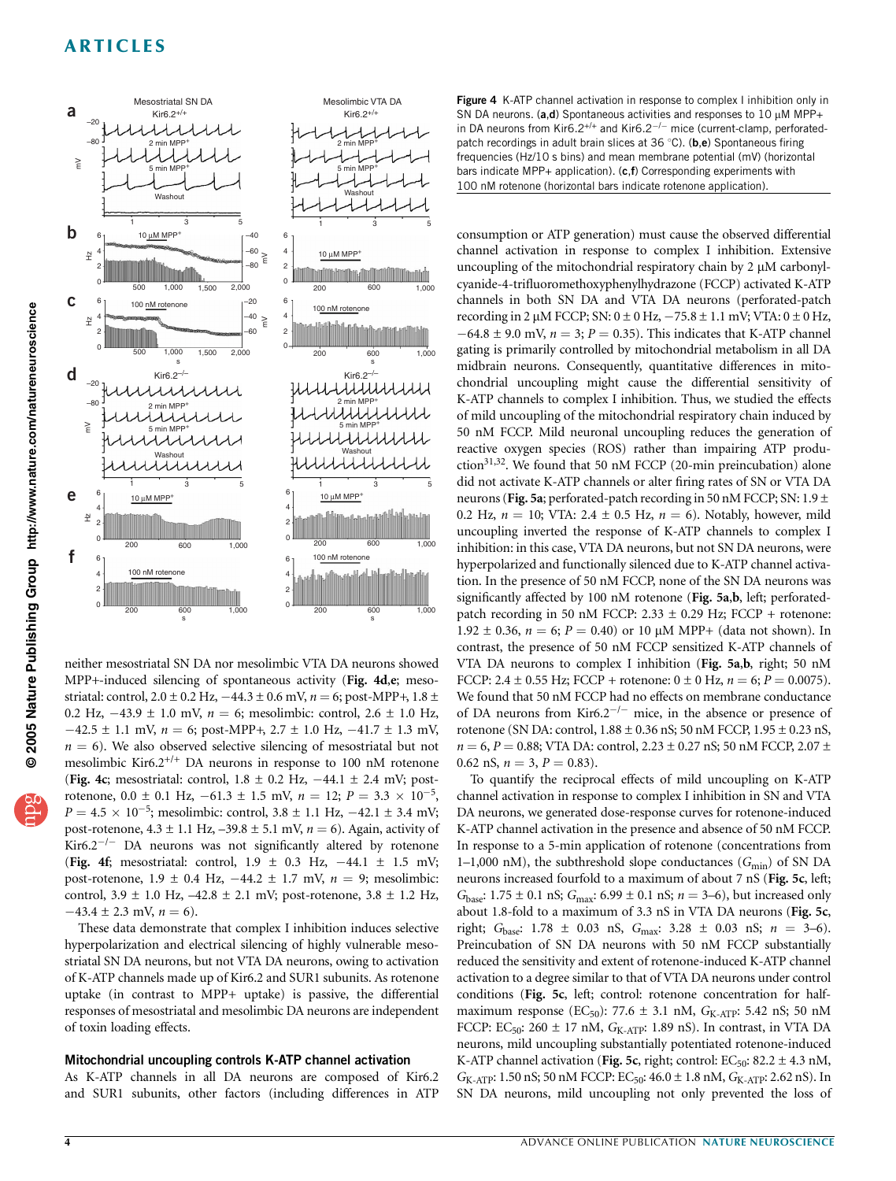Figure 4 K-ATP channel activation in response to complex I inhibition only in SN DA neurons. (**a**,**d**) Spontaneous activities and responses to 10 μM MPP+ in DA neurons from Kir6.2$^{+/+}$ and Kir6.2$^{-/-}$ mice (current-clamp, perforated-patch recordings in adult brain slices at 36 °C). (**b**,**e**) Spontaneous firing frequencies (Hz/10 s bins) and mean membrane potential (mV) (horizontal bars indicate MPP+ application). (**c**,**f**) Corresponding experiments with 100 nM rotenone (horizontal bars indicate rotenone application).

neither mesostriatal SN DA nor mesolimbic VTA DA neurons showed MPP+-induced silencing of spontaneous activity (**Fig. 4d**,**e**; mesostriatal: control, 2.0 ± 0.2 Hz, −44.3 ± 0.6 mV, $n = 6$; post-MPP+, 1.8 ± 0.2 Hz, −43.9 ± 1.0 mV, $n = 6$; mesolimbic: control, 2.6 ± 1.0 Hz, −42.5 ± 1.1 mV, $n = 6$; post-MPP+, 2.7 ± 1.0 Hz, −41.7 ± 1.3 mV, $n = 6$). We also observed selective silencing of mesostriatal but not mesolimbic Kir6.2$^{+/+}$ DA neurons in response to 100 nM rotenone (**Fig. 4c**; mesostriatal: control, 1.8 ± 0.2 Hz, −44.1 ± 2.4 mV; post-rotenone, 0.0 ± 0.1 Hz, −61.3 ± 1.5 mV, $n = 12$; $P = 3.3 \times 10^{-5}$, $P = 4.5 \times 10^{-5}$; mesolimbic: control, 3.8 ± 1.1 Hz, −42.1 ± 3.4 mV; post-rotenone, 4.3 ± 1.1 Hz, −39.8 ± 5.1 mV, $n = 6$). Again, activity of Kir6.2$^{-/-}$ DA neurons was not significantly altered by rotenone (**Fig. 4f**; mesostriatal: control, 1.9 ± 0.3 Hz, −44.1 ± 1.5 mV; post-rotenone, 1.9 ± 0.4 Hz, −44.2 ± 1.7 mV, $n = 9$; mesolimbic: control, 3.9 ± 1.0 Hz, −42.8 ± 2.1 mV; post-rotenone, 3.8 ± 1.2 Hz, −43.4 ± 2.3 mV, $n = 6$).

These data demonstrate that complex I inhibition induces selective hyperpolarization and electrical silencing of highly vulnerable mesostriatal SN DA neurons, but not VTA DA neurons, owing to activation of K-ATP channels made up of Kir6.2 and SUR1 subunits. As rotenone uptake (in contrast to MPP+ uptake) is passive, the differential responses of mesostriatal and mesolimbic DA neurons are independent of toxin loading effects.

### Mitochondrial uncoupling controls K-ATP channel activation

As K-ATP channels in all DA neurons are composed of Kir6.2 and SUR1 subunits, other factors (including differences in ATP consumption or ATP generation) must cause the observed differential channel activation in response to complex I inhibition. Extensive uncoupling of the mitochondrial respiratory chain by 2 μM carbonyl-cyanide-4-trifluoromethoxyphenylhydrazone (FCCP) activated K-ATP channels in both SN DA and VTA DA neurons (perforated-patch recording in 2 μM FCCP; SN: 0 ± 0 Hz, −75.8 ± 1.1 mV; VTA: 0 ± 0 Hz, −64.8 ± 9.0 mV, $n = 3$; $P = 0.35$). This indicates that K-ATP channel gating is primarily controlled by mitochondrial metabolism in all DA midbrain neurons. Consequently, quantitative differences in mitochondrial uncoupling might cause the differential sensitivity of K-ATP channels to complex I inhibition. Thus, we studied the effects of mild uncoupling of the mitochondrial respiratory chain induced by 50 nM FCCP. Mild neuronal uncoupling reduces the generation of reactive oxygen species (ROS) rather than impairing ATP production[31,32]. We found that 50 nM FCCP (20-min preincubation) alone did not activate K-ATP channels or alter firing rates of SN or VTA DA neurons (**Fig. 5a**; perforated-patch recording in 50 nM FCCP; SN: 1.9 ± 0.2 Hz, $n = 10$; VTA: 2.4 ± 0.5 Hz, $n = 6$). Notably, however, mild uncoupling inverted the response of K-ATP channels to complex I inhibition: in this case, VTA DA neurons, but not SN DA neurons, were hyperpolarized and functionally silenced due to K-ATP channel activation. In the presence of 50 nM FCCP, none of the SN DA neurons was significantly affected by 100 nM rotenone (**Fig. 5a**,**b**, left; perforated-patch recording in 50 nM FCCP: 2.33 ± 0.29 Hz; FCCP + rotenone: 1.92 ± 0.36, $n = 6$; $P = 0.40$) or 10 μM MPP+ (data not shown). In contrast, the presence of 50 nM FCCP sensitized K-ATP channels of VTA DA neurons to complex I inhibition (**Fig. 5a**,**b**, right; 50 nM FCCP: 2.4 ± 0.55 Hz; FCCP + rotenone: 0 ± 0 Hz, $n = 6$; $P = 0.0075$). We found that 50 nM FCCP had no effects on membrane conductance of DA neurons from Kir6.2$^{-/-}$ mice, in the absence or presence of rotenone (SN DA: control, 1.88 ± 0.36 nS; 50 nM FCCP, 1.95 ± 0.23 nS, $n = 6$, $P = 0.88$; VTA DA: control, 2.23 ± 0.27 nS; 50 nM FCCP, 2.07 ± 0.62 nS, $n = 3$, $P = 0.83$).

To quantify the reciprocal effects of mild uncoupling on K-ATP channel activation in response to complex I inhibition in SN and VTA DA neurons, we generated dose-response curves for rotenone-induced K-ATP channel activation in the presence and absence of 50 nM FCCP. In response to a 5-min application of rotenone (concentrations from 1–1,000 nM), the subthreshold slope conductances ($G_{min}$) of SN DA neurons increased fourfold to a maximum of about 7 nS (**Fig. 5c**, left; $G_{base}$: 1.75 ± 0.1 nS; $G_{max}$: 6.99 ± 0.1 nS; $n = 3$–6), but increased only about 1.8-fold to a maximum of 3.3 nS in VTA DA neurons (**Fig. 5c**, right; $G_{base}$: 1.78 ± 0.03 nS, $G_{max}$: 3.28 ± 0.03 nS; $n = 3$–6). Preincubation of SN DA neurons with 50 nM FCCP substantially reduced the sensitivity and extent of rotenone-induced K-ATP channel activation to a degree similar to that of VTA DA neurons under control conditions (**Fig. 5c**, left; control: rotenone concentration for half-maximum response ($EC_{50}$): 77.6 ± 3.1 nM, $G_{K\text{-}ATP}$: 5.42 nS; 50 nM FCCP: $EC_{50}$: 260 ± 17 nM, $G_{K\text{-}ATP}$: 1.89 nS). In contrast, in VTA DA neurons, mild uncoupling substantially potentiated rotenone-induced K-ATP channel activation (**Fig. 5c**, right; control: $EC_{50}$: 82.2 ± 4.3 nM, $G_{K\text{-}ATP}$: 1.50 nS; 50 nM FCCP: $EC_{50}$: 46.0 ± 1.8 nM, $G_{K\text{-}ATP}$: 2.62 nS). In SN DA neurons, mild uncoupling not only prevented the loss of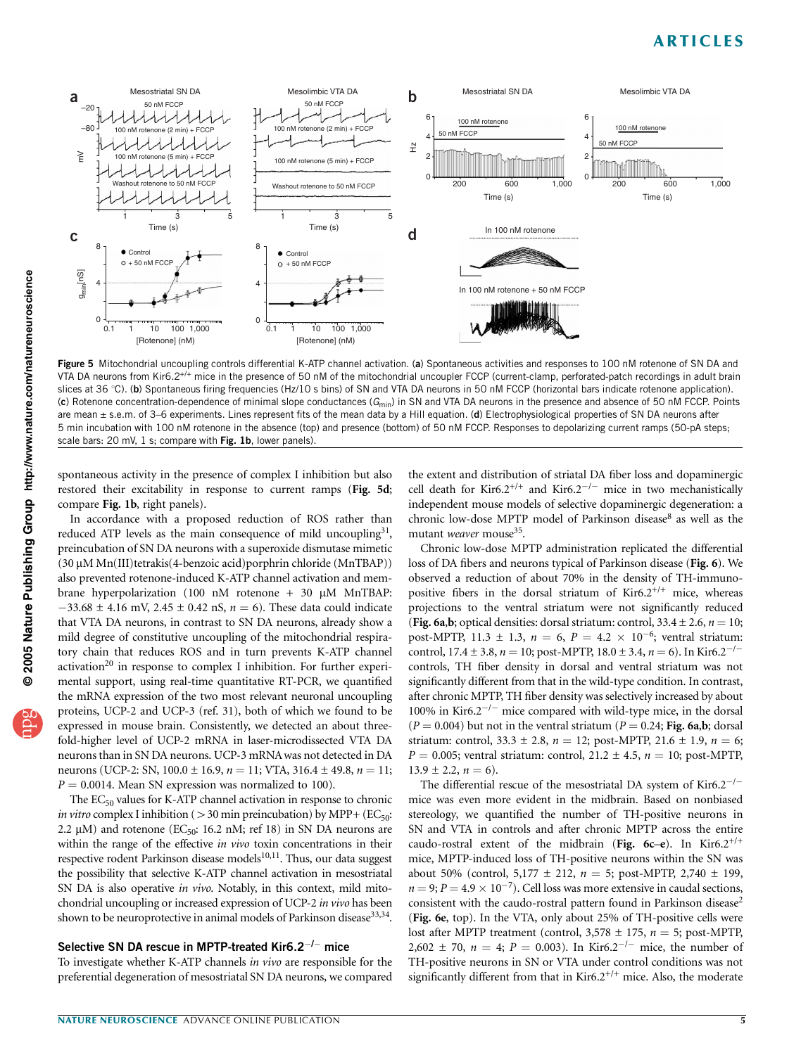Figure 5 Mitochondrial uncoupling controls differential K-ATP channel activation. (**a**) Spontaneous activities and responses to 100 nM rotenone of SN DA and VTA DA neurons from Kir6.2$^{+/+}$ mice in the presence of 50 nM of the mitochondrial uncoupler FCCP (current-clamp, perforated-patch recordings in adult brain slices at 36 °C). (**b**) Spontaneous firing frequencies (Hz/10 s bins) of SN and VTA DA neurons in 50 nM FCCP (horizontal bars indicate rotenone application). (**c**) Rotenone concentration-dependence of minimal slope conductances ($G_{min}$) in SN and VTA DA neurons in the presence and absence of 50 nM FCCP. Points are mean ± s.e.m. of 3–6 experiments. Lines represent fits of the mean data by a Hill equation. (**d**) Electrophysiological properties of SN DA neurons after 5 min incubation with 100 nM rotenone in the absence (top) and presence (bottom) of 50 nM FCCP. Responses to depolarizing current ramps (50-pA steps; scale bars: 20 mV, 1 s; compare with **Fig. 1b**, lower panels).

spontaneous activity in the presence of complex I inhibition but also restored their excitability in response to current ramps (**Fig. 5d**; compare **Fig. 1b**, right panels).

In accordance with a proposed reduction of ROS rather than reduced ATP levels as the main consequence of mild uncoupling[31], preincubation of SN DA neurons with a superoxide dismutase mimetic (30 μM Mn(III)tetrakis(4-benzoic acid)porphrin chloride (MnTBAP)) also prevented rotenone-induced K-ATP channel activation and membrane hyperpolarization (100 nM rotenone + 30 μM MnTBAP: −33.68 ± 4.16 mV, 2.45 ± 0.42 nS, $n = 6$). These data could indicate that VTA DA neurons, in contrast to SN DA neurons, already show a mild degree of constitutive uncoupling of the mitochondrial respiratory chain that reduces ROS and in turn prevents K-ATP channel activation[20] in response to complex I inhibition. For further experimental support, using real-time quantitative RT-PCR, we quantified the mRNA expression of the two most relevant neuronal uncoupling proteins, UCP-2 and UCP-3 (ref. 31), both of which we found to be expressed in mouse brain. Consistently, we detected an about three-fold-higher level of UCP-2 mRNA in laser-microdissected VTA DA neurons than in SN DA neurons. UCP-3 mRNA was not detected in DA neurons (UCP-2: SN, 100.0 ± 16.9, $n = 11$; VTA, 316.4 ± 49.8, $n = 11$; $P = 0.0014$. Mean SN expression was normalized to 100).

The $EC_{50}$ values for K-ATP channel activation in response to chronic *in vitro* complex I inhibition (>30 min preincubation) by MPP+ ($EC_{50}$: 2.2 μM) and rotenone ($EC_{50}$: 16.2 nM; ref 18) in SN DA neurons are within the range of the effective *in vivo* toxin concentrations in their respective rodent Parkinson disease models[10,11]. Thus, our data suggest the possibility that selective K-ATP channel activation in mesostriatal SN DA is also operative *in vivo*. Notably, in this context, mild mitochondrial uncoupling or increased expression of UCP-2 *in vivo* has been shown to be neuroprotective in animal models of Parkinson disease[33,34].

### Selective SN DA rescue in MPTP-treated Kir6.2$^{-/-}$ mice

To investigate whether K-ATP channels *in vivo* are responsible for the preferential degeneration of mesostriatal SN DA neurons, we compared the extent and distribution of striatal DA fiber loss and dopaminergic cell death for Kir6.2$^{+/+}$ and Kir6.2$^{-/-}$ mice in two mechanistically independent mouse models of selective dopaminergic degeneration: a chronic low-dose MPTP model of Parkinson disease[8] as well as the mutant *weaver* mouse[35].

Chronic low-dose MPTP administration replicated the differential loss of DA fibers and neurons typical of Parkinson disease (**Fig. 6**). We observed a reduction of about 70% in the density of TH-immunopositive fibers in the dorsal striatum of Kir6.2$^{+/+}$ mice, whereas projections to the ventral striatum were not significantly reduced (**Fig. 6a,b**; optical densities: dorsal striatum: control, 33.4 ± 2.6, $n = 10$; post-MPTP, 11.3 ± 1.3, $n = 6$, $P = 4.2 \times 10^{-6}$; ventral striatum: control, 17.4 ± 3.8, $n = 10$; post-MPTP, 18.0 ± 3.4, $n = 6$). In Kir6.2$^{-/-}$ controls, TH fiber density in dorsal and ventral striatum was not significantly different from that in the wild-type condition. In contrast, after chronic MPTP, TH fiber density was selectively increased by about 100% in Kir6.2$^{-/-}$ mice compared with wild-type mice, in the dorsal ($P = 0.004$) but not in the ventral striatum ($P = 0.24$; **Fig. 6a,b**; dorsal striatum: control, 33.3 ± 2.8, $n = 12$; post-MPTP, 21.6 ± 1.9, $n = 6$; $P = 0.005$; ventral striatum: control, 21.2 ± 4.5, $n = 10$; post-MPTP, 13.9 ± 2.2, $n = 6$).

The differential rescue of the mesostriatal DA system of Kir6.2$^{-/-}$ mice was even more evident in the midbrain. Based on nonbiased stereology, we quantified the number of TH-positive neurons in SN and VTA in controls and after chronic MPTP across the entire caudo-rostral extent of the midbrain (**Fig. 6c–e**). In Kir6.2$^{+/+}$ mice, MPTP-induced loss of TH-positive neurons within the SN was about 50% (control, 5,177 ± 212, $n = 5$; post-MPTP, 2,740 ± 199, $n = 9$; $P = 4.9 \times 10^{-7}$). Cell loss was more extensive in caudal sections, consistent with the caudo-rostral pattern found in Parkinson disease[2] (**Fig. 6e**, top). In the VTA, only about 25% of TH-positive cells were lost after MPTP treatment (control, 3,578 ± 175, $n = 5$; post-MPTP, 2,602 ± 70, $n = 4$; $P = 0.003$). In Kir6.2$^{-/-}$ mice, the number of TH-positive neurons in SN or VTA under control conditions was not significantly different from that in Kir6.2$^{+/+}$ mice. Also, the moderate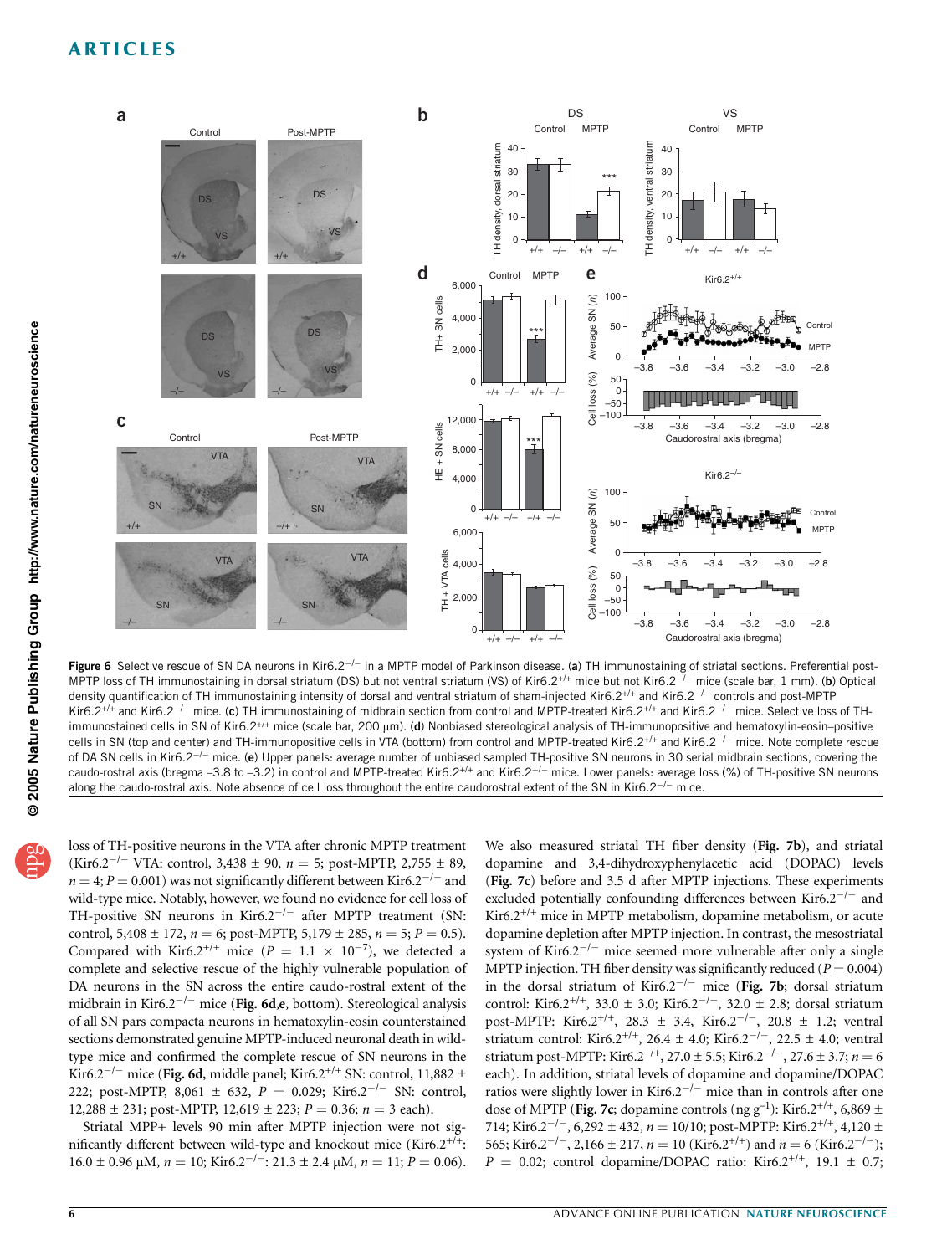**Figure 6** Selective rescue of SN DA neurons in Kir6.2$^{-/-}$ in a MPTP model of Parkinson disease. (**a**) TH immunostaining of striatal sections. Preferential post-MPTP loss of TH immunostaining in dorsal striatum (DS) but not ventral striatum (VS) of Kir6.2$^{+/+}$ mice but not Kir6.2$^{-/-}$ mice (scale bar, 1 mm). (**b**) Optical density quantification of TH immunostaining intensity of dorsal and ventral striatum of sham-injected Kir6.2$^{+/+}$ and Kir6.2$^{-/-}$ controls and post-MPTP Kir6.2$^{+/+}$ and Kir6.2$^{-/-}$ mice. (**c**) TH immunostaining of midbrain section from control and MPTP-treated Kir6.2$^{+/+}$ and Kir6.2$^{-/-}$ mice. Selective loss of TH-immunostained cells in SN of Kir6.2$^{+/+}$ mice (scale bar, 200 μm). (**d**) Nonbiased stereological analysis of TH-immunopositive and hematoxylin-eosin–positive cells in SN (top and center) and TH-immunopositive cells in VTA (bottom) from control and MPTP-treated Kir6.2$^{+/+}$ and Kir6.2$^{-/-}$ mice. Note complete rescue of DA SN cells in Kir6.2$^{-/-}$ mice. (**e**) Upper panels: average number of unbiased sampled TH-positive SN neurons in 30 serial midbrain sections, covering the caudo-rostral axis (bregma –3.8 to –3.2) in control and MPTP-treated Kir6.2$^{+/+}$ and Kir6.2$^{-/-}$ mice. Lower panels: average loss (%) of TH-positive SN neurons along the caudo-rostral axis. Note absence of cell loss throughout the entire caudorostral extent of the SN in Kir6.2$^{-/-}$ mice.

loss of TH-positive neurons in the VTA after chronic MPTP treatment (Kir6.2$^{-/-}$ VTA: control, 3,438 ± 90, $n = 5$; post-MPTP, 2,755 ± 89, $n = 4$; $P = 0.001$) was not significantly different between Kir6.2$^{-/-}$ and wild-type mice. Notably, however, we found no evidence for cell loss of TH-positive SN neurons in Kir6.2$^{-/-}$ after MPTP treatment (SN: control, 5,408 ± 172, $n = 6$; post-MPTP, 5,179 ± 285, $n = 5$; $P = 0.5$). Compared with Kir6.2$^{+/+}$ mice ($P = 1.1 \times 10^{-7}$), we detected a complete and selective rescue of the highly vulnerable population of DA neurons in the SN across the entire caudo-rostral extent of the midbrain in Kir6.2$^{-/-}$ mice (**Fig. 6d**,**e**, bottom). Stereological analysis of all SN pars compacta neurons in hematoxylin-eosin counterstained sections demonstrated genuine MPTP-induced neuronal death in wild-type mice and confirmed the complete rescue of SN neurons in the Kir6.2$^{-/-}$ mice (**Fig. 6d**, middle panel; Kir6.2$^{+/+}$ SN: control, 11,882 ± 222; post-MPTP, 8,061 ± 632, $P = 0.029$; Kir6.2$^{-/-}$ SN: control, 12,288 ± 231; post-MPTP, 12,619 ± 223; $P = 0.36$; $n = 3$ each).

Striatal MPP+ levels 90 min after MPTP injection were not significantly different between wild-type and knockout mice (Kir6.2$^{+/+}$: 16.0 ± 0.96 μM, $n = 10$; Kir6.2$^{-/-}$: 21.3 ± 2.4 μM, $n = 11$; $P = 0.06$). We also measured striatal TH fiber density (**Fig. 7b**), and striatal dopamine and 3,4-dihydroxyphenylacetic acid (DOPAC) levels (**Fig. 7c**) before and 3.5 d after MPTP injections. These experiments excluded potentially confounding differences between Kir6.2$^{-/-}$ and Kir6.2$^{+/+}$ mice in MPTP metabolism, dopamine metabolism, or acute dopamine depletion after MPTP injection. In contrast, the mesostriatal system of Kir6.2$^{-/-}$ mice seemed more vulnerable after only a single MPTP injection. TH fiber density was significantly reduced ($P = 0.004$) in the dorsal striatum of Kir6.2$^{-/-}$ mice (**Fig. 7b**; dorsal striatum control: Kir6.2$^{+/+}$, 33.0 ± 3.0; Kir6.2$^{-/-}$, 32.0 ± 2.8; dorsal striatum post-MPTP: Kir6.2$^{+/+}$, 28.3 ± 3.4, Kir6.2$^{-/-}$, 20.8 ± 1.2; ventral striatum control: Kir6.2$^{+/+}$, 26.4 ± 4.0; Kir6.2$^{-/-}$, 22.5 ± 4.0; ventral striatum post-MPTP: Kir6.2$^{+/+}$, 27.0 ± 5.5; Kir6.2$^{-/-}$, 27.6 ± 3.7; $n = 6$ each). In addition, striatal levels of dopamine and dopamine/DOPAC ratios were slightly lower in Kir6.2$^{-/-}$ mice than in controls after one dose of MPTP (**Fig. 7c**; dopamine controls (ng $g^{-1}$): Kir6.2$^{+/+}$, 6,869 ± 714; Kir6.2$^{-/-}$, 6,292 ± 432, $n = 10/10$; post-MPTP: Kir6.2$^{+/+}$, 4,120 ± 565; Kir6.2$^{-/-}$, 2,166 ± 217, $n = 10$ (Kir6.2$^{+/+}$) and $n = 6$ (Kir6.2$^{-/-}$); $P = 0.02$; control dopamine/DOPAC ratio: Kir6.2$^{+/+}$, 19.1 ± 0.7;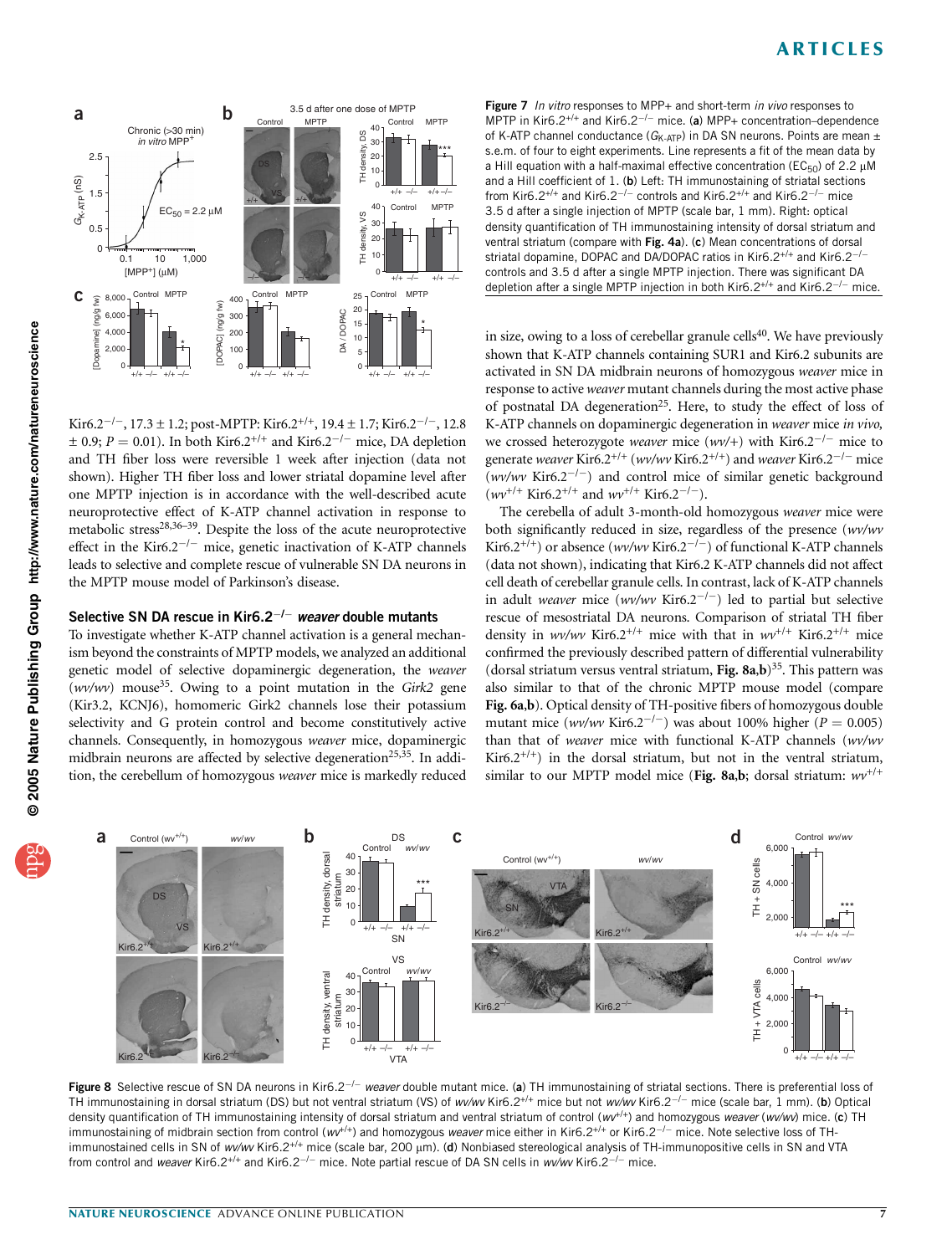Figure 7 *In vitro* responses to MPP+ and short-term *in vivo* responses to MPTP in Kir6.2$^{+/+}$ and Kir6.2$^{-/-}$ mice. (**a**) MPP+ concentration–dependence of K-ATP channel conductance ($G_{K\text{-}ATP}$) in DA SN neurons. Points are mean ± s.e.m. of four to eight experiments. Line represents a fit of the mean data by a Hill equation with a half-maximal effective concentration ($EC_{50}$) of 2.2 μM and a Hill coefficient of 1. (**b**) Left: TH immunostaining of striatal sections from Kir6.2$^{+/+}$ and Kir6.2$^{-/-}$ controls and Kir6.2$^{+/+}$ and Kir6.2$^{-/-}$ mice 3.5 d after a single injection of MPTP (scale bar, 1 mm). Right: optical density quantification of TH immunostaining intensity of dorsal striatum and ventral striatum (compare with **Fig. 4a**). (**c**) Mean concentrations of dorsal striatal dopamine, DOPAC and DA/DOPAC ratios in Kir6.2$^{+/+}$ and Kir6.2$^{-/-}$ controls and 3.5 d after a single MPTP injection. There was significant DA depletion after a single MPTP injection in both Kir6.2$^{+/+}$ and Kir6.2$^{-/-}$ mice.

Kir6.2$^{-/-}$, 17.3 ± 1.2; post-MPTP: Kir6.2$^{+/+}$, 19.4 ± 1.7; Kir6.2$^{-/-}$, 12.8 ± 0.9; $P = 0.01$). In both Kir6.2$^{+/+}$ and Kir6.2$^{-/-}$ mice, DA depletion and TH fiber loss were reversible 1 week after injection (data not shown). Higher TH fiber loss and lower striatal dopamine level after one MPTP injection is in accordance with the well-described acute neuroprotective effect of K-ATP channel activation in response to metabolic stress[28,36–39]. Despite the loss of the acute neuroprotective effect in the Kir6.2$^{-/-}$ mice, genetic inactivation of K-ATP channels leads to selective and complete rescue of vulnerable SN DA neurons in the MPTP mouse model of Parkinson's disease.

### Selective SN DA rescue in Kir6.2$^{-/-}$ *weaver* double mutants

To investigate whether K-ATP channel activation is a general mechanism beyond the constraints of MPTP models, we analyzed an additional genetic model of selective dopaminergic degeneration, the *weaver* (*wv/wv*) mouse[35]. Owing to a point mutation in the *Girk2* gene (Kir3.2, KCNJ6), homomeric Girk2 channels lose their potassium selectivity and G protein control and become constitutively active channels. Consequently, in homozygous *weaver* mice, dopaminergic midbrain neurons are affected by selective degeneration[25,35]. In addition, the cerebellum of homozygous *weaver* mice is markedly reduced in size, owing to a loss of cerebellar granule cells[40]. We have previously shown that K-ATP channels containing SUR1 and Kir6.2 subunits are activated in SN DA midbrain neurons of homozygous *weaver* mice in response to active *weaver* mutant channels during the most active phase of postnatal DA degeneration[25]. Here, to study the effect of loss of K-ATP channels on dopaminergic degeneration in *weaver* mice *in vivo*, we crossed heterozygote *weaver* mice (*wv*/+) with Kir6.2$^{-/-}$ mice to generate *weaver* Kir6.2$^{+/+}$ (*wv/wv* Kir6.2$^{+/+}$) and *weaver* Kir6.2$^{-/-}$ mice (*wv/wv* Kir6.2$^{-/-}$) and control mice of similar genetic background ($wv^{+/+}$ Kir6.2$^{+/+}$ and $wv^{+/+}$ Kir6.2$^{-/-}$).

The cerebella of adult 3-month-old homozygous *weaver* mice were both significantly reduced in size, regardless of the presence (*wv/wv* Kir6.2$^{+/+}$) or absence (*wv/wv* Kir6.2$^{-/-}$) of functional K-ATP channels (data not shown), indicating that Kir6.2 K-ATP channels did not affect cell death of cerebellar granule cells. In contrast, lack of K-ATP channels in adult *weaver* mice (*wv/wv* Kir6.2$^{-/-}$) led to partial but selective rescue of mesostriatal DA neurons. Comparison of striatal TH fiber density in *wv/wv* Kir6.2$^{+/+}$ mice with that in $wv^{+/+}$ Kir6.2$^{+/+}$ mice confirmed the previously described pattern of differential vulnerability (dorsal striatum versus ventral striatum, **Fig. 8a**,**b**)[35]. This pattern was also similar to that of the chronic MPTP mouse model (compare **Fig. 6a**,**b**). Optical density of TH-positive fibers of homozygous double mutant mice (*wv/wv* Kir6.2$^{-/-}$) was about 100% higher ($P = 0.005$) than that of *weaver* mice with functional K-ATP channels (*wv/wv* Kir6.2$^{+/+}$) in the dorsal striatum, but not in the ventral striatum, similar to our MPTP model mice (**Fig. 8a**,**b**; dorsal striatum: $wv^{+/+}$

Figure 8 Selective rescue of SN DA neurons in Kir6.2$^{-/-}$ *weaver* double mutant mice. (**a**) TH immunostaining of striatal sections. There is preferential loss of TH immunostaining in dorsal striatum (DS) but not ventral striatum (VS) of *wv/wv* Kir6.2$^{+/+}$ mice but not *wv/wv* Kir6.2$^{-/-}$ mice (scale bar, 1 mm). (**b**) Optical density quantification of TH immunostaining intensity of dorsal striatum and ventral striatum of control ($wv^{+/+}$) and homozygous *weaver* (*wv/wv*) mice. (**c**) TH immunostaining of midbrain section from control ($wv^{+/+}$) and homozygous *weaver* mice either in Kir6.2$^{+/+}$ or Kir6.2$^{-/-}$ mice. Note selective loss of TH-immunostained cells in SN of *wv/wv* Kir6.2$^{+/+}$ mice (scale bar, 200 μm). (**d**) Nonbiased stereological analysis of TH-immunopositive cells in SN and VTA from control and *weaver* Kir6.2$^{+/+}$ and Kir6.2$^{-/-}$ mice. Note partial rescue of DA SN cells in *wv/wv* Kir6.2$^{-/-}$ mice.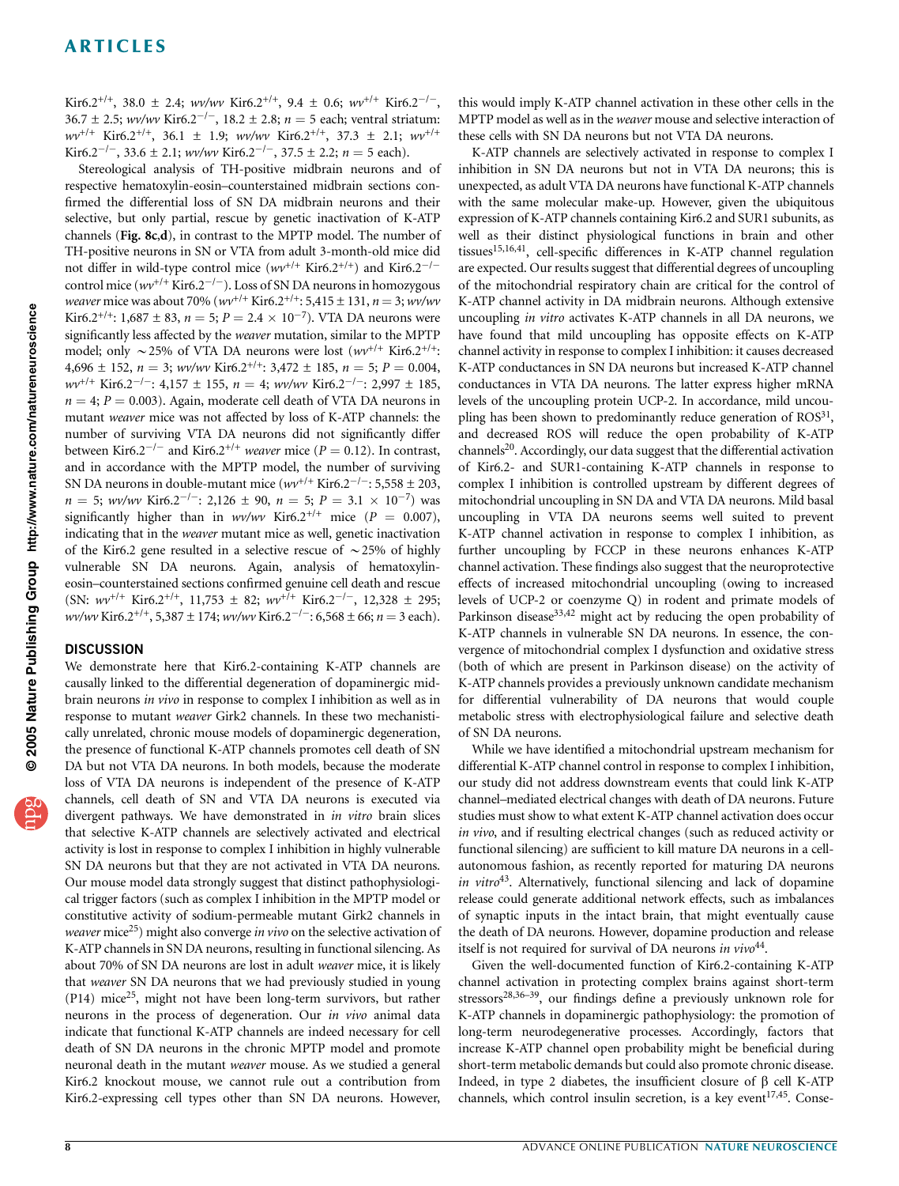Kir6.2$^{+/+}$, 38.0 ± 2.4; *wv/wv* Kir6.2$^{+/+}$, 9.4 ± 0.6; *wv*$^{+/+}$ Kir6.2$^{-/-}$, 36.7 ± 2.5; *wv/wv* Kir6.2$^{-/-}$, 18.2 ± 2.8; $n = 5$ each; ventral striatum: *wv*$^{+/+}$ Kir6.2$^{+/+}$, 36.1 ± 1.9; *wv/wv* Kir6.2$^{+/+}$, 37.3 ± 2.1; *wv*$^{+/+}$ Kir6.2$^{-/-}$, 33.6 ± 2.1; *wv/wv* Kir6.2$^{-/-}$, 37.5 ± 2.2; $n = 5$ each).

Stereological analysis of TH-positive midbrain neurons and of respective hematoxylin-eosin–counterstained midbrain sections confirmed the differential loss of SN DA midbrain neurons and their selective, but only partial, rescue by genetic inactivation of K-ATP channels (**Fig. 8c,d**), in contrast to the MPTP model. The number of TH-positive neurons in SN or VTA from adult 3-month-old mice did not differ in wild-type control mice (*wv*$^{+/+}$ Kir6.2$^{+/+}$) and Kir6.2$^{-/-}$ control mice (*wv*$^{+/+}$ Kir6.2$^{-/-}$). Loss of SN DA neurons in homozygous *weaver* mice was about 70% (*wv*$^{+/+}$ Kir6.2$^{+/+}$: 5,415 ± 131, $n = 3$; *wv/wv* Kir6.2$^{+/+}$: 1,687 ± 83, $n = 5$; $P = 2.4 \times 10^{-7}$). VTA DA neurons were significantly less affected by the *weaver* mutation, similar to the MPTP model; only ~25% of VTA DA neurons were lost (*wv*$^{+/+}$ Kir6.2$^{+/+}$: 4,696 ± 152, $n = 3$; *wv/wv* Kir6.2$^{+/+}$: 3,472 ± 185, $n = 5$; $P = 0.004$, *wv*$^{+/+}$ Kir6.2$^{-/-}$: 4,157 ± 155, $n = 4$; *wv/wv* Kir6.2$^{-/-}$: 2,997 ± 185, $n = 4$; $P = 0.003$). Again, moderate cell death of VTA DA neurons in mutant *weaver* mice was not affected by loss of K-ATP channels: the number of surviving VTA DA neurons did not significantly differ between Kir6.2$^{-/-}$ and Kir6.2$^{+/+}$ *weaver* mice ($P = 0.12$). In contrast, and in accordance with the MPTP model, the number of surviving SN DA neurons in double-mutant mice (*wv*$^{+/+}$ Kir6.2$^{-/-}$: 5,558 ± 203, $n = 5$; *wv/wv* Kir6.2$^{-/-}$: 2,126 ± 90, $n = 5$; $P = 3.1 \times 10^{-7}$) was significantly higher than in *wv/wv* Kir6.2$^{+/+}$ mice ($P = 0.007$), indicating that in the *weaver* mutant mice as well, genetic inactivation of the Kir6.2 gene resulted in a selective rescue of ~25% of highly vulnerable SN DA neurons. Again, analysis of hematoxylin-eosin–counterstained sections confirmed genuine cell death and rescue (SN: *wv*$^{+/+}$ Kir6.2$^{+/+}$, 11,753 ± 82; *wv*$^{+/+}$ Kir6.2$^{-/-}$, 12,328 ± 295; *wv/wv* Kir6.2$^{+/+}$, 5,387 ± 174; *wv/wv* Kir6.2$^{-/-}$: 6,568 ± 66; $n = 3$ each).

## DISCUSSION

We demonstrate here that Kir6.2-containing K-ATP channels are causally linked to the differential degeneration of dopaminergic midbrain neurons *in vivo* in response to complex I inhibition as well as in response to mutant *weaver* Girk2 channels. In these two mechanistically unrelated, chronic mouse models of dopaminergic degeneration, the presence of functional K-ATP channels promotes cell death of SN DA but not VTA DA neurons. In both models, because the moderate loss of VTA DA neurons is independent of the presence of K-ATP channels, cell death of SN and VTA DA neurons is executed via divergent pathways. We have demonstrated in *in vitro* brain slices that selective K-ATP channels are selectively activated and electrical activity is lost in response to complex I inhibition in highly vulnerable SN DA neurons but that they are not activated in VTA DA neurons. Our mouse model data strongly suggest that distinct pathophysiological trigger factors (such as complex I inhibition in the MPTP model or constitutive activity of sodium-permeable mutant Girk2 channels in *weaver* mice[25]) might also converge *in vivo* on the selective activation of K-ATP channels in SN DA neurons, resulting in functional silencing. As about 70% of SN DA neurons are lost in adult *weaver* mice, it is likely that *weaver* SN DA neurons that we had previously studied in young (P14) mice[25], might not have been long-term survivors, but rather neurons in the process of degeneration. Our *in vivo* animal data indicate that functional K-ATP channels are indeed necessary for cell death of SN DA neurons in the chronic MPTP model and promote neuronal death in the mutant *weaver* mouse. As we studied a general Kir6.2 knockout mouse, we cannot rule out a contribution from Kir6.2-expressing cell types other than SN DA neurons. However, this would imply K-ATP channel activation in these other cells in the MPTP model as well as in the *weaver* mouse and selective interaction of these cells with SN DA neurons but not VTA DA neurons.

K-ATP channels are selectively activated in response to complex I inhibition in SN DA neurons but not in VTA DA neurons; this is unexpected, as adult VTA DA neurons have functional K-ATP channels with the same molecular make-up. However, given the ubiquitous expression of K-ATP channels containing Kir6.2 and SUR1 subunits, as well as their distinct physiological functions in brain and other tissues[15,16,41], cell-specific differences in K-ATP channel regulation are expected. Our results suggest that differential degrees of uncoupling of the mitochondrial respiratory chain are critical for the control of K-ATP channel activity in DA midbrain neurons. Although extensive uncoupling *in vitro* activates K-ATP channels in all DA neurons, we have found that mild uncoupling has opposite effects on K-ATP channel activity in response to complex I inhibition: it causes decreased K-ATP conductances in SN DA neurons but increased K-ATP channel conductances in VTA DA neurons. The latter express higher mRNA levels of the uncoupling protein UCP-2. In accordance, mild uncoupling has been shown to predominantly reduce generation of ROS[31], and decreased ROS will reduce the open probability of K-ATP channels[20]. Accordingly, our data suggest that the differential activation of Kir6.2- and SUR1-containing K-ATP channels in response to complex I inhibition is controlled upstream by different degrees of mitochondrial uncoupling in SN DA and VTA DA neurons. Mild basal uncoupling in VTA DA neurons seems well suited to prevent K-ATP channel activation in response to complex I inhibition, as further uncoupling by FCCP in these neurons enhances K-ATP channel activation. These findings also suggest that the neuroprotective effects of increased mitochondrial uncoupling (owing to increased levels of UCP-2 or coenzyme Q) in rodent and primate models of Parkinson disease[33,42] might act by reducing the open probability of K-ATP channels in vulnerable SN DA neurons. In essence, the convergence of mitochondrial complex I dysfunction and oxidative stress (both of which are present in Parkinson disease) on the activity of K-ATP channels provides a previously unknown candidate mechanism for differential vulnerability of DA neurons that would couple metabolic stress with electrophysiological failure and selective death of SN DA neurons.

While we have identified a mitochondrial upstream mechanism for differential K-ATP channel control in response to complex I inhibition, our study did not address downstream events that could link K-ATP channel–mediated electrical changes with death of DA neurons. Future studies must show to what extent K-ATP channel activation does occur *in vivo*, and if resulting electrical changes (such as reduced activity or functional silencing) are sufficient to kill mature DA neurons in a cell-autonomous fashion, as recently reported for maturing DA neurons *in vitro*[43]. Alternatively, functional silencing and lack of dopamine release could generate additional network effects, such as imbalances of synaptic inputs in the intact brain, that might eventually cause the death of DA neurons. However, dopamine production and release itself is not required for survival of DA neurons *in vivo*[44].

Given the well-documented function of Kir6.2-containing K-ATP channel activation in protecting complex brains against short-term stressors[28,36–39], our findings define a previously unknown role for K-ATP channels in dopaminergic pathophysiology: the promotion of long-term neurodegenerative processes. Accordingly, factors that increase K-ATP channel open probability might be beneficial during short-term metabolic demands but could also promote chronic disease. Indeed, in type 2 diabetes, the insufficient closure of β cell K-ATP channels, which control insulin secretion, is a key event[17,45]. Conse-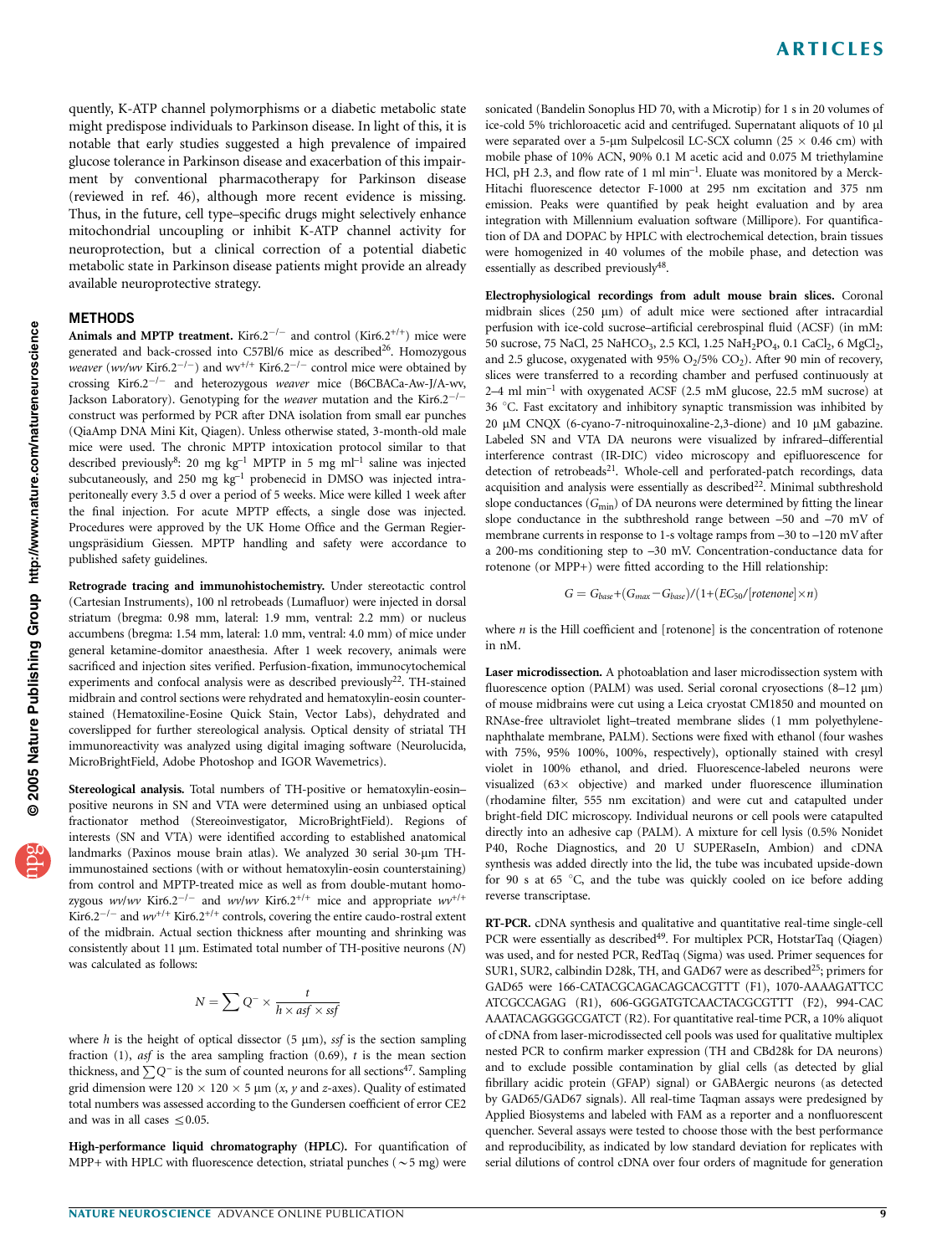quently, K-ATP channel polymorphisms or a diabetic metabolic state might predispose individuals to Parkinson disease. In light of this, it is notable that early studies suggested a high prevalence of impaired glucose tolerance in Parkinson disease and exacerbation of this impairment by conventional pharmacotherapy for Parkinson disease (reviewed in ref. 46), although more recent evidence is missing. Thus, in the future, cell type–specific drugs might selectively enhance mitochondrial uncoupling or inhibit K-ATP channel activity for neuroprotection, but a clinical correction of a potential diabetic metabolic state in Parkinson disease patients might provide an already available neuroprotective strategy.

## METHODS

**Animals and MPTP treatment.** Kir6.2$^{-/-}$ and control (Kir6.2$^{+/+}$) mice were generated and back-crossed into C57Bl/6 mice as described[26]. Homozygous *weaver* (*wv*/*wv* Kir6.2$^{-/-}$) and wv$^{+/+}$ Kir6.2$^{-/-}$ control mice were obtained by crossing Kir6.2$^{-/-}$ and heterozygous *weaver* mice (B6CBACa-Aw-J/A-wv, Jackson Laboratory). Genotyping for the *weaver* mutation and the Kir6.2$^{-/-}$ construct was performed by PCR after DNA isolation from small ear punches (QiaAmp DNA Mini Kit, Qiagen). Unless otherwise stated, 3-month-old male mice were used. The chronic MPTP intoxication protocol similar to that described previously[8]: 20 mg kg$^{-1}$ MPTP in 5 mg ml$^{-1}$ saline was injected subcutaneously, and 250 mg kg$^{-1}$ probenecid in DMSO was injected intraperitoneally every 3.5 d over a period of 5 weeks. Mice were killed 1 week after the final injection. For acute MPTP effects, a single dose was injected. Procedures were approved by the UK Home Office and the German Regierungspräsidium Giessen. MPTP handling and safety were accordance to published safety guidelines.

**Retrograde tracing and immunohistochemistry.** Under stereotactic control (Cartesian Instruments), 100 nl retrobeads (Lumafluor) were injected in dorsal striatum (bregma: 0.98 mm, lateral: 1.9 mm, ventral: 2.2 mm) or nucleus accumbens (bregma: 1.54 mm, lateral: 1.0 mm, ventral: 4.0 mm) of mice under general ketamine-domitor anaesthesia. After 1 week recovery, animals were sacrificed and injection sites verified. Perfusion-fixation, immunocytochemical experiments and confocal analysis were as described previously[22]. TH-stained midbrain and control sections were rehydrated and hematoxylin-eosin counterstained (Hematoxiline-Eosine Quick Stain, Vector Labs), dehydrated and coverslipped for further stereological analysis. Optical density of striatal TH immunoreactivity was analyzed using digital imaging software (Neurolucida, MicroBrightField, Adobe Photoshop and IGOR Wavemetrics).

**Stereological analysis.** Total numbers of TH-positive or hematoxylin-eosin–positive neurons in SN and VTA were determined using an unbiased optical fractionator method (Stereoinvestigator, MicroBrightField). Regions of interests (SN and VTA) were identified according to established anatomical landmarks (Paxinos mouse brain atlas). We analyzed 30 serial 30-µm TH-immunostained sections (with or without hematoxylin-eosin counterstaining) from control and MPTP-treated mice as well as from double-mutant homozygous *wv*/*wv* Kir6.2$^{-/-}$ and *wv*/*wv* Kir6.2$^{+/+}$ mice and appropriate *wv*$^{+/+}$ Kir6.2$^{-/-}$ and *wv*$^{+/+}$ Kir6.2$^{+/+}$ controls, covering the entire caudo-rostral extent of the midbrain. Actual section thickness after mounting and shrinking was consistently about 11 µm. Estimated total number of TH-positive neurons ($N$) was calculated as follows:

$$N = \sum Q^{-} \times \frac{t}{h \times asf \times ssf}$$

where $h$ is the height of optical dissector (5 µm), $ssf$ is the section sampling fraction (1), $asf$ is the area sampling fraction (0.69), $t$ is the mean section thickness, and $\sum Q^{-}$ is the sum of counted neurons for all sections[47]. Sampling grid dimension were 120 × 120 × 5 µm ($x$, $y$ and $z$-axes). Quality of estimated total numbers was assessed according to the Gundersen coefficient of error CE2 and was in all cases ≤0.05.

**High-performance liquid chromatography (HPLC).** For quantification of MPP+ with HPLC with fluorescence detection, striatal punches (~5 mg) were sonicated (Bandelin Sonoplus HD 70, with a Microtip) for 1 s in 20 volumes of ice-cold 5% trichloroacetic acid and centrifuged. Supernatant aliquots of 10 µl were separated over a 5-µm Sulpelcosil LC-SCX column (25 × 0.46 cm) with mobile phase of 10% ACN, 90% 0.1 M acetic acid and 0.075 M triethylamine HCl, pH 2.3, and flow rate of 1 ml min$^{-1}$. Eluate was monitored by a Merck-Hitachi fluorescence detector F-1000 at 295 nm excitation and 375 nm emission. Peaks were quantified by peak height evaluation and by area integration with Millennium evaluation software (Millipore). For quantification of DA and DOPAC by HPLC with electrochemical detection, brain tissues were homogenized in 40 volumes of the mobile phase, and detection was essentially as described previously[48].

**Electrophysiological recordings from adult mouse brain slices.** Coronal midbrain slices (250 µm) of adult mice were sectioned after intracardial perfusion with ice-cold sucrose–artificial cerebrospinal fluid (ACSF) (in mM: 50 sucrose, 75 NaCl, 25 $NaHCO_3$, 2.5 KCl, 1.25 $NaH_2PO_4$, 0.1 $CaCl_2$, 6 $MgCl_2$, and 2.5 glucose, oxygenated with 95% $O_2$/5% $CO_2$). After 90 min of recovery, slices were transferred to a recording chamber and perfused continuously at 2–4 ml min$^{-1}$ with oxygenated ACSF (2.5 mM glucose, 22.5 mM sucrose) at 36 °C. Fast excitatory and inhibitory synaptic transmission was inhibited by 20 µM CNQX (6-cyano-7-nitroquinoxaline-2,3-dione) and 10 µM gabazine. Labeled SN and VTA DA neurons were visualized by infrared–differential interference contrast (IR-DIC) video microscopy and epifluorescence for detection of retrobeads[21]. Whole-cell and perforated-patch recordings, data acquisition and analysis were essentially as described[22]. Minimal subthreshold slope conductances ($G_{min}$) of DA neurons were determined by fitting the linear slope conductance in the subthreshold range between –50 and –70 mV of membrane currents in response to 1-s voltage ramps from –30 to –120 mV after a 200-ms conditioning step to –30 mV. Concentration-conductance data for rotenone (or MPP+) were fitted according to the Hill relationship:

$$G = G_{base} + (G_{max} - G_{base})/(1 + (EC_{50}/[rotenone] \times n)$$

where $n$ is the Hill coefficient and [rotenone] is the concentration of rotenone in nM.

**Laser microdissection.** A photoablation and laser microdissection system with fluorescence option (PALM) was used. Serial coronal cryosections (8–12 µm) of mouse midbrains were cut using a Leica cryostat CM1850 and mounted on RNAse-free ultraviolet light–treated membrane slides (1 mm polyethylene-naphthalate membrane, PALM). Sections were fixed with ethanol (four washes with 75%, 95% 100%, 100%, respectively), optionally stained with cresyl violet in 100% ethanol, and dried. Fluorescence-labeled neurons were visualized (63× objective) and marked under fluorescence illumination (rhodamine filter, 555 nm excitation) and were cut and catapulted under bright-field DIC microscopy. Individual neurons or cell pools were catapulted directly into an adhesive cap (PALM). A mixture for cell lysis (0.5% Nonidet P40, Roche Diagnostics, and 20 U SUPERaseIn, Ambion) and cDNA synthesis was added directly into the lid, the tube was incubated upside-down for 90 s at 65 °C, and the tube was quickly cooled on ice before adding reverse transcriptase.

**RT-PCR.** cDNA synthesis and qualitative and quantitative real-time single-cell PCR were essentially as described[49]. For multiplex PCR, HotstarTaq (Qiagen) was used, and for nested PCR, RedTaq (Sigma) was used. Primer sequences for SUR1, SUR2, calbindin D28k, TH, and GAD67 were as described[25]; primers for GAD65 were 166-CATACGCAGACAGCACGTTT (F1), 1070-AAAAGATTCC ATCGCCAGAG (R1), 606-GGGATGTCAACTACGCGTTT (F2), 994-CAC AAATACAGGGGCGATCT (R2). For quantitative real-time PCR, a 10% aliquot of cDNA from laser-microdissected cell pools was used for qualitative multiplex nested PCR to confirm marker expression (TH and CBd28k for DA neurons) and to exclude possible contamination by glial cells (as detected by glial fibrillary acidic protein (GFAP) signal) or GABAergic neurons (as detected by GAD65/GAD67 signals). All real-time Taqman assays were predesigned by Applied Biosystems and labeled with FAM as a reporter and a nonfluorescent quencher. Several assays were tested to choose those with the best performance and reproducibility, as indicated by low standard deviation for replicates with serial dilutions of control cDNA over four orders of magnitude for generation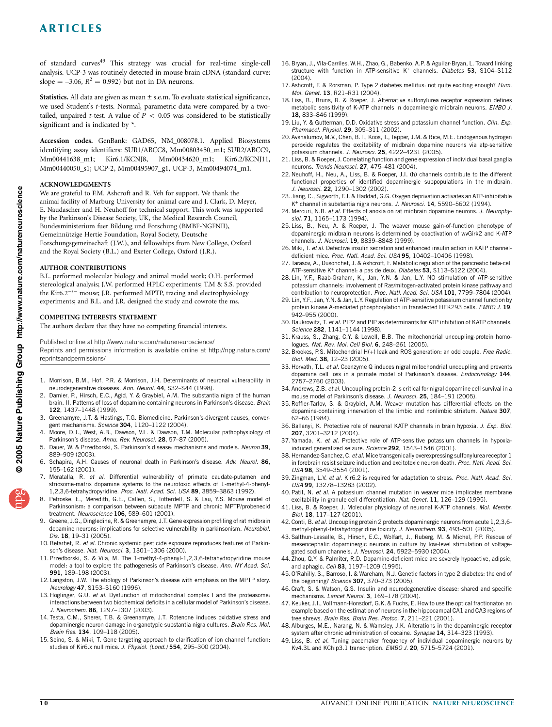of standard curves[49] This strategy was crucial for real-time single-cell analysis. UCP-3 was routinely detected in mouse brain cDNA (standard curve: slope = –3.06, $R^2$ = 0.992) but not in DA neurons.

**Statistics.** All data are given as mean ± s.e.m. To evaluate statistical significance, we used Student's *t*-tests. Normal, parametric data were compared by a two-tailed, unpaired *t*-test. A value of $P < 0.05$ was considered to be statistically significant and is indicated by *.

**Accession codes.** GenBank: GAD65, NM_008078.1. Applied Biosystems identifying assay identifiers: SUR1/ABCC8, Mm00803450_m1; SUR2/ABCC9, Mm00441638_m1; Kir6.1/KCNJ8, Mm00434620_m1; Kir6.2/KCNJ11, Mm00440050_s1; UCP-2, Mm00495907_g1, UCP-3, Mm00494074_m1.

## ACKNOWLEDGMENTS

We are grateful to F.M. Ashcroft and R. Veh for support. We thank the animal facility of Marburg University for animal care and J. Clark, D. Meyer, E. Naudascher and H. Neuhoff for technical support. This work was supported by the Parkinson's Disease Society, UK, the Medical Research Council, Bundesministerium fuer Bildung und Forschung (BMBF-NGFNII), Gemeinnützige Hertie Foundation, Royal Society, Deutsche Forschungsgemeinschaft (J.W.), and fellowships from New College, Oxford and the Royal Society (B.L.) and Exeter College, Oxford (J.R.).

## AUTHOR CONTRIBUTIONS

B.L. performed molecular biology and animal model work; O.H. performed stereological analysis; J.W. performed HPLC experiments; T.M & S.S. provided the Kir6.2$^{-/-}$ mouse; J.R. performed MPTP, tracing and electrophysiology experiments; and B.L. and J.R. designed the study and cowrote the ms.

## COMPETING INTERESTS STATEMENT

The authors declare that they have no competing financial interests.

Published online at http://www.nature.com/natureneuroscience/
Reprints and permissions information is available online at http://npg.nature.com/reprintsandpermissions/

1. Morrison, B.M., Hof, P.R. & Morrison, J.H. Determinants of neuronal vulnerability in neurodegenerative diseases. *Ann. Neurol.* **44**, S32–S44 (1998).
2. Damier, P., Hirsch, E.C., Agid, Y. & Graybiel, A.M. The substantia nigra of the human brain. II. Patterns of loss of dopamine-containing neurons in Parkinson's disease. *Brain* **122**, 1437–1448 (1999).
3. Greenamyre, J.T. & Hastings, T.G. Biomedicine. Parkinson's-divergent causes, convergent mechanisms. *Science* **304**, 1120–1122 (2004).
4. Moore, D.J., West, A.B., Dawson, V.L. & Dawson, T.M. Molecular pathophysiology of Parkinson's disease. *Annu. Rev. Neurosci.* **28**, 57–87 (2005).
5. Dauer, W. & Przedborski, S. Parkinson's disease: mechanisms and models. *Neuron* **39**, 889–909 (2003).
6. Schapira, A.H. Causes of neuronal death in Parkinson's disease. *Adv. Neurol.* **86**, 155–162 (2001).
7. Moratalla, R. *et al.* Differential vulnerability of primate caudate-putamen and striosome-matrix dopamine systems to the neurotoxic effects of 1-methyl-4-phenyl-1,2,3,6-tetrahydropyridine. *Proc. Natl. Acad. Sci. USA* **89**, 3859–3863 (1992).
8. Petroske, E., Meredith, G.E., Callen, S., Totterdell, S. & Lau, Y.S. Mouse model of Parkinsonism: a comparison between subacute MPTP and chronic MPTP/probenecid treatment. *Neuroscience* **106**, 589–601 (2001).
9. Greene, J.G., Dingledine, R. & Greenamyre, J.T. Gene expression profiling of rat midbrain dopamine neurons: implications for selective vulnerability in parkinsonism. *Neurobiol. Dis.* **18**, 19–31 (2005).
10. Betarbet, R. *et al.* Chronic systemic pesticide exposure reproduces features of Parkinson's disease. *Nat. Neurosci.* **3**, 1301–1306 (2000).
11. Przedborski, S. & Vila, M. The 1-methyl-4-phenyl-1,2,3,6-tetrahydropyridine mouse model: a tool to explore the pathogenesis of Parkinson's disease. *Ann. NY Acad. Sci.* **991**, 189–198 (2003).
12. Langston, J.W. The etiology of Parkinson's disease with emphasis on the MPTP story. *Neurology* **47**, S153–S160 (1996).
13. Hoglinger, G.U. *et al.* Dysfunction of mitochondrial complex I and the proteasome: interactions between two biochemical deficits in a cellular model of Parkinson's disease. *J. Neurochem.* **86**, 1297–1307 (2003).
14. Testa, C.M., Sherer, T.B. & Greenamyre, J.T. Rotenone induces oxidative stress and dopaminergic neuron damage in organotypic substantia nigra cultures. *Brain Res. Mol. Brain Res.* **134**, 109–118 (2005).
15. Seino, S. & Miki, T. Gene targeting approach to clarification of ion channel function: studies of Kir6.x null mice. *J. Physiol. (Lond.)* **554**, 295–300 (2004).
16. Bryan, J., Vila-Carriles, W.H., Zhao, G., Babenko, A.P. & Aguilar-Bryan, L. Toward linking structure with function in ATP-sensitive K+ channels. *Diabetes* **53**, S104–S112 (2004).
17. Ashcroft, F. & Rorsman, P. Type 2 diabetes mellitus: not quite exciting enough? *Hum. Mol. Genet.* **13**, R21–R31 (2004).
18. Liss, B., Bruns, R. & Roeper, J. Alternative sulfonylurea receptor expression defines metabolic sensitivity of K-ATP channels in dopaminergic midbrain neurons. *EMBO J.* **18**, 833–846 (1999).
19. Liu, Y. & Gutterman, D.D. Oxidative stress and potassium channel function. *Clin. Exp. Pharmacol. Physiol.* **29**, 305–311 (2002).
20. Avshalumov, M.V., Chen, B.T., Koos, T., Tepper, J.M. & Rice, M.E. Endogenous hydrogen peroxide regulates the excitability of midbrain dopamine neurons via atp-sensitive potassium channels. *J. Neurosci.* **25**, 4222–4231 (2005).
21. Liss, B. & Roeper, J. Correlating function and gene expression of individual basal ganglia neurons. *Trends Neurosci.* **27**, 475–481 (2004).
22. Neuhoff, H., Neu, A., Liss, B. & Roeper, J.I. (h) channels contribute to the different functional properties of identified dopaminergic subpopulations in the midbrain. *J. Neurosci.* **22**, 1290–1302 (2002).
23. Jiang, C., Sigworth, F.J. & Haddad, G.G. Oxygen deprivation activates an ATP-inhibitable K+ channel in substantia nigra neurons. *J. Neurosci.* **14**, 5590–5602 (1994).
24. Mercuri, N.B. *et al.* Effects of anoxia on rat midbrain dopamine neurons. *J. Neurophysiol.* **71**, 1165–1173 (1994).
25. Liss, B., Neu, A. & Roeper, J. The weaver mouse gain-of-function phenotype of dopaminergic midbrain neurons is determined by coactivation of wvGirk2 and K-ATP channels. *J. Neurosci.* **19**, 8839–8848 (1999).
26. Miki, T. *et al.* Defective insulin secretion and enhanced insulin action in KATP channel-deficient mice. *Proc. Natl. Acad. Sci. USA* **95**, 10402–10406 (1998).
27. Tarasov, A., Dusonchet, J. & Ashcroft, F. Metabolic regulation of the pancreatic beta-cell ATP-sensitive K+ channel: a pas de deux. *Diabetes* **53**, S113–S122 (2004).
28. Lin, Y.F., Raab-Graham, K., Jan, Y.N. & Jan, L.Y. NO stimulation of ATP-sensitive potassium channels: involvement of Ras/mitogen-activated protein kinase pathway and contribution to neuroprotection. *Proc. Natl. Acad. Sci. USA* **101**, 7799–7804 (2004).
29. Lin, Y.F., Jan, Y.N. & Jan, L.Y. Regulation of ATP-sensitive potassium channel function by protein kinase A-mediated phosphorylation in transfected HEK293 cells. *EMBO J.* **19**, 942–955 (2000).
30. Baukrowitz, T. *et al.* PIP2 and PIP as determinants for ATP inhibition of KATP channels. *Science* **282**, 1141–1144 (1998).
31. Krauss, S., Zhang, C.Y. & Lowell, B.B. The mitochondrial uncoupling-protein homologues. *Nat. Rev. Mol. Cell Biol.* **6**, 248–261 (2005).
32. Brookes, P.S. Mitochondrial H(+) leak and ROS generation: an odd couple. *Free Radic. Biol. Med.* **38**, 12–23 (2005).
33. Horvath, T.L. *et al.* Coenzyme Q induces nigral mitochondrial uncoupling and prevents dopamine cell loss in a primate model of Parkinson's disease. *Endocrinology* **144**, 2757–2760 (2003).
34. Andrews, Z.B. *et al.* Uncoupling protein-2 is critical for nigral dopamine cell survival in a mouse model of Parkinson's disease. *J. Neurosci.* **25**, 184–191 (2005).
35. Roffler-Tarlov, S. & Graybiel, A.M. Weaver mutation has differential effects on the dopamine-containing innervation of the limbic and nonlimbic striatum. *Nature* **307**, 62–66 (1984).
36. Ballanyi, K. Protective role of neuronal KATP channels in brain hypoxia. *J. Exp. Biol.* **207**, 3201–3212 (2004).
37. Yamada, K. *et al.* Protective role of ATP-sensitive potassium channels in hypoxia-induced generalized seizure. *Science* **292**, 1543–1546 (2001).
38. Hernandez-Sanchez, C. *et al.* Mice transgenically overexpressing sulfonylurea receptor 1 in forebrain resist seizure induction and excitotoxic neuron death. *Proc. Natl. Acad. Sci. USA* **98**, 3549–3554 (2001).
39. Zingman, L.V. *et al.* Kir6.2 is required for adaptation to stress. *Proc. Natl. Acad. Sci. USA* **99**, 13278–13283 (2002).
40. Patil, N. *et al.* A potassium channel mutation in weaver mice implicates membrane excitability in granule cell differentiation. *Nat. Genet.* **11**, 126–129 (1995).
41. Liss, B. & Roeper, J. Molecular physiology of neuronal K-ATP channels. *Mol. Membr. Biol.* **18**, 117–127 (2001).
42. Conti, B. *et al.* Uncoupling protein 2 protects dopaminergic neurons from acute 1,2,3,6-methyl-phenyl-tetrahydropyridine toxicity. *J. Neurochem.* **93**, 493–501 (2005).
43. Salthun-Lassalle, B., Hirsch, E.C., Wolfart, J., Ruberg, M. & Michel, P.P. Rescue of mesencephalic dopaminergic neurons in culture by low-level stimulation of voltage-gated sodium channels. *J. Neurosci.* **24**, 5922–5930 (2004).
44. Zhou, Q.Y. & Palmiter, R.D. Dopamine-deficient mice are severely hypoactive, adipsic, and aphagic. *Cell* **83**, 1197–1209 (1995).
45. O'Rahilly, S., Barroso, I. & Wareham, N.J. Genetic factors in type 2 diabetes: the end of the beginning? *Science* **307**, 370–373 (2005).
46. Craft, S. & Watson, G.S. Insulin and neurodegenerative disease: shared and specific mechanisms. *Lancet Neurol.* **3**, 169–178 (2004).
47. Keuker, J.I., Vollmann-Honsdorf, G.K. & Fuchs, E. How to use the optical fractionator: an example based on the estimation of neurons in the hippocampal CA1 and CA3 regions of tree shrews. *Brain Res. Brain Res. Protoc.* **7**, 211–221 (2001).
48. Alburges, M.E., Narang, N. & Wamsley, J.K. Alterations in the dopaminergic receptor system after chronic administration of cocaine. *Synapse* **14**, 314–323 (1993).
49. Liss, B. *et al.* Tuning pacemaker frequency of individual dopaminergic neurons by Kv4.3L and KChip3.1 transcription. *EMBO J.* **20**, 5715–5724 (2001).